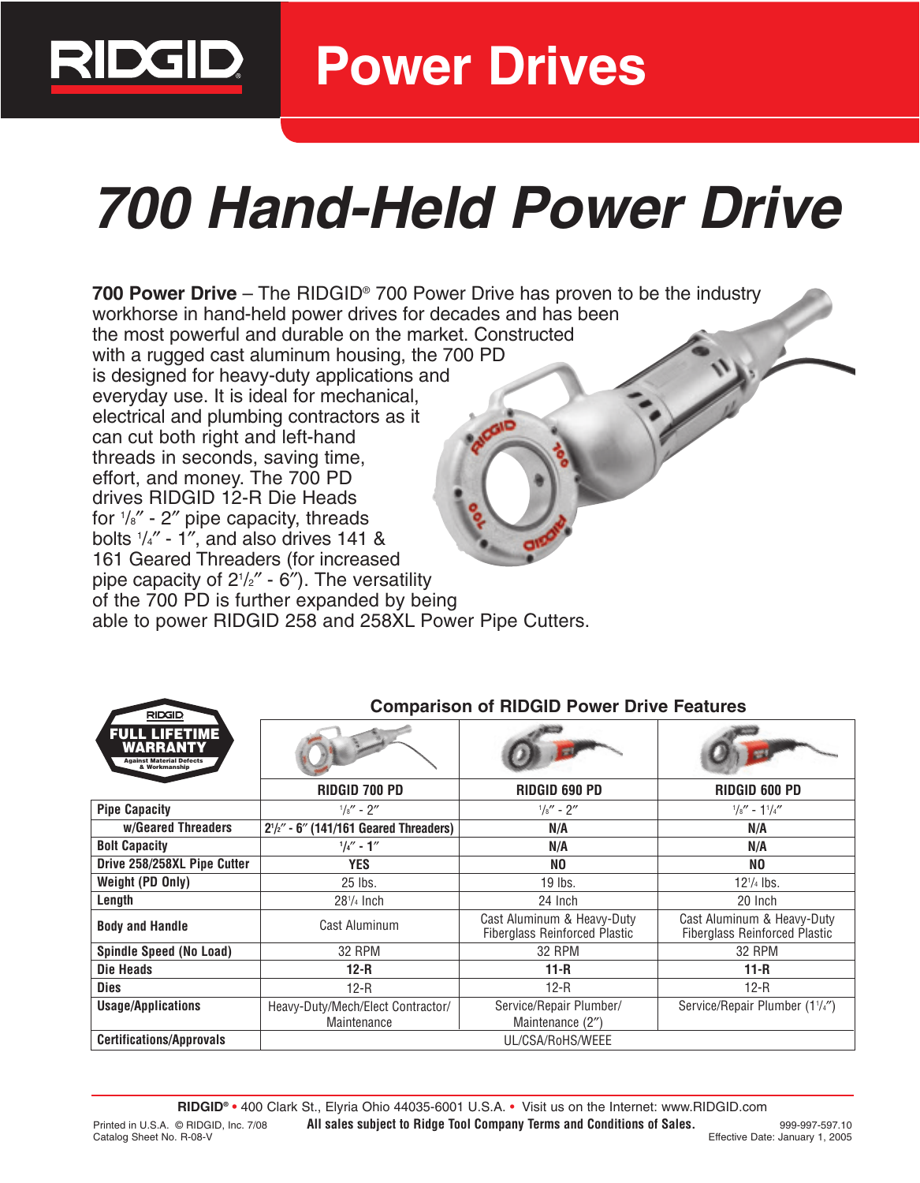# Power Drives

# 700 Hand-Held Power Drive

**700 Power Drive** – The RIDGID® 700 Power Drive has proven to be the industry workhorse in hand-held power drives for decades and has been the most powerful and durable on the market. Constructed with a rugged cast aluminum housing, the 700 PD is designed for heavy-duty applications and everyday use. It is ideal for mechanical, electrical and plumbing contractors as it can cut both right and left-hand threads in seconds, saving time, effort, and money. The 700 PD drives RIDGID 12-R Die Heads for 1/8″ - 2″ pipe capacity, threads bolts 1/4″ - 1″, and also drives 141 & 161 Geared Threaders (for increased pipe capacity of 2 1/2″ - 6″). The versatility of the 700 PD is further expanded by being able to power RIDGID 258 and 258XL Power Pipe Cutters.

RIDGID FULL LIFETIME WARRANTY Against Material Defects & Workmanship

## Comparison of RIDGID Power Drive Features

| | RIDGID 700 PD | RIDGID 690 PD | RIDGID 600 PD |
|---|---|---|---|
| Pipe Capacity | 1/8″ - 2″ | 1/8″ - 2″ | 1/8″ - 1 1/4″ |
| w/Geared Threaders | **2 1/2″ - 6″ (141/161 Geared Threaders)** | **N/A** | **N/A** |
| Bolt Capacity | **1/4″ - 1″** | **N/A** | **N/A** |
| Drive 258/258XL Pipe Cutter | **YES** | **NO** | **NO** |
| Weight (PD Only) | 25 lbs. | 19 lbs. | 12 1/4 lbs. |
| Length | 28 1/4 Inch | 24 Inch | 20 Inch |
| Body and Handle | Cast Aluminum | Cast Aluminum & Heavy-Duty Fiberglass Reinforced Plastic | Cast Aluminum & Heavy-Duty Fiberglass Reinforced Plastic |
| Spindle Speed (No Load) | 32 RPM | 32 RPM | 32 RPM |
| Die Heads | **12-R** | **11-R** | **11-R** |
| Dies | 12-R | 12-R | 12-R |
| Usage/Applications | Heavy-Duty/Mech/Elect Contractor/ Maintenance | Service/Repair Plumber/ Maintenance (2″) | Service/Repair Plumber (1 1/4″) |
| Certifications/Approvals | UL/CSA/RoHS/WEEE | | |

**RIDGID®** • 400 Clark St., Elyria Ohio 44035-6001 U.S.A. • Visit us on the Internet: www.RIDGID.com

Printed in U.S.A. © RIDGID, Inc. 7/08
Catalog Sheet No. R-08-V

**All sales subject to Ridge Tool Company Terms and Conditions of Sales.**

999-997-597.10
Effective Date: January 1, 2005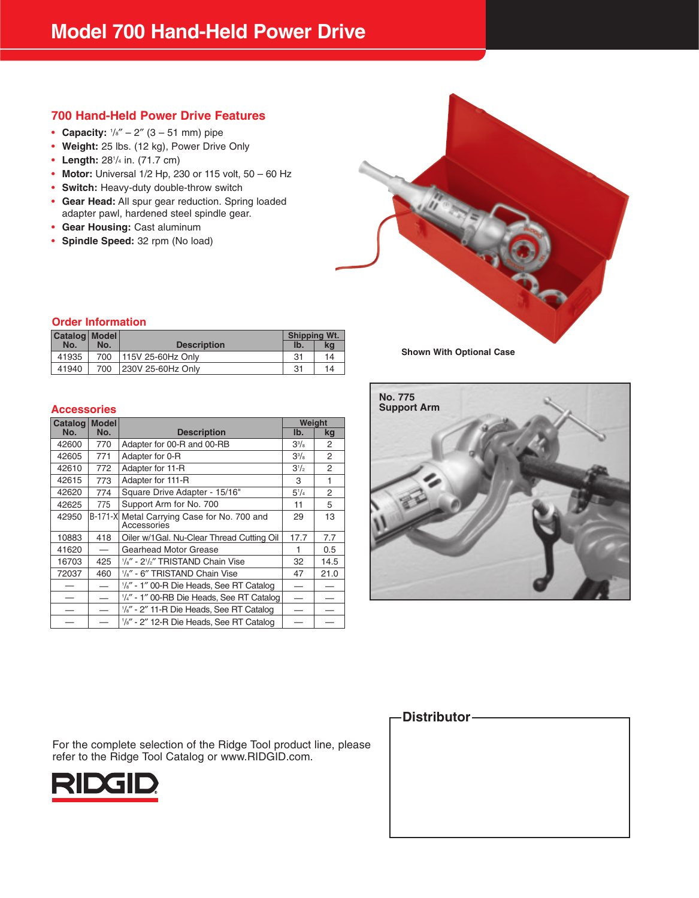# Model 700 Hand-Held Power Drive

## 700 Hand-Held Power Drive Features

- **Capacity:** 1/8″ – 2″ (3 – 51 mm) pipe
- **Weight:** 25 lbs. (12 kg), Power Drive Only
- **Length:** 28 1/4 in. (71.7 cm)
- **Motor:** Universal 1/2 Hp, 230 or 115 volt, 50 – 60 Hz
- **Switch:** Heavy-duty double-throw switch
- **Gear Head:** All spur gear reduction. Spring loaded adapter pawl, hardened steel spindle gear.
- **Gear Housing:** Cast aluminum
- **Spindle Speed:** 32 rpm (No load)

Shown With Optional Case

## Order Information

| Catalog No. | Model No. | Description | Shipping Wt. | |
|---|---|---|---|---|
| | | | lb. | kg |
| 41935 | 700 | 115V 25-60Hz Only | 31 | 14 |
| 41940 | 700 | 230V 25-60Hz Only | 31 | 14 |

## Accessories

| Catalog No. | Model No. | Description | Weight | |
|---|---|---|---|---|
| | | | lb. | kg |
| 42600 | 770 | Adapter for 00-R and 00-RB | 3 3/8 | 2 |
| 42605 | 771 | Adapter for 0-R | 3 3/8 | 2 |
| 42610 | 772 | Adapter for 11-R | 3 1/2 | 2 |
| 42615 | 773 | Adapter for 111-R | 3 | 1 |
| 42620 | 774 | Square Drive Adapter - 15/16" | 5 1/4 | 2 |
| 42625 | 775 | Support Arm for No. 700 | 11 | 5 |
| 42950 | B-171-X | Metal Carrying Case for No. 700 and Accessories | 29 | 13 |
| 10883 | 418 | Oiler w/1Gal. Nu-Clear Thread Cutting Oil | 17.7 | 7.7 |
| 41620 | — | Gearhead Motor Grease | 1 | 0.5 |
| 16703 | 425 | 1/8″ - 2 1/2″ TRISTAND Chain Vise | 32 | 14.5 |
| 72037 | 460 | 1/8″ - 6″ TRISTAND Chain Vise | 47 | 21.0 |
| — | — | 1/8″ - 1″ 00-R Die Heads, See RT Catalog | — | — |
| — | — | 1/4″ - 1″ 00-RB Die Heads, See RT Catalog | — | — |
| — | — | 1/8″ - 2″ 11-R Die Heads, See RT Catalog | — | — |
| — | — | 1/8″ - 2″ 12-R Die Heads, See RT Catalog | — | — |

No. 775 Support Arm

For the complete selection of the Ridge Tool product line, please refer to the Ridge Tool Catalog or www.RIDGID.com.

RIDGID

**Distributor**